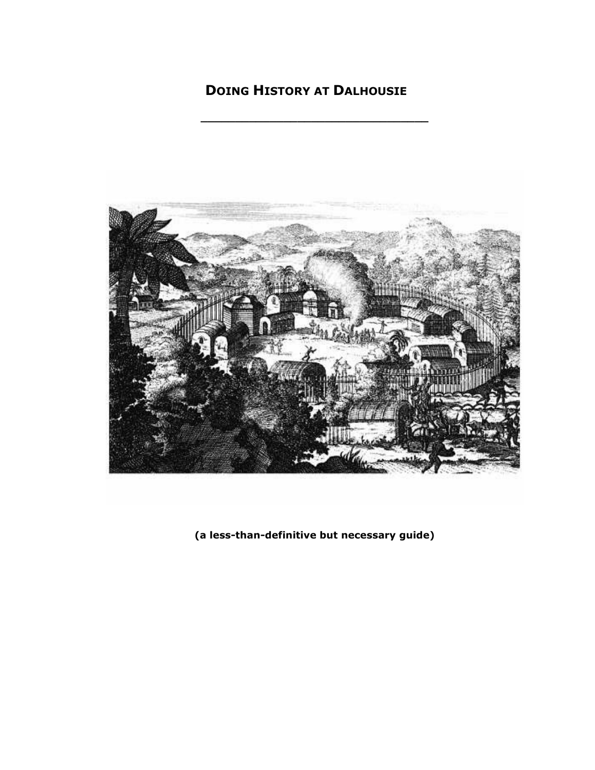# Doing History at Dalhousie

---

**(a less-than-definitive but necessary guide)**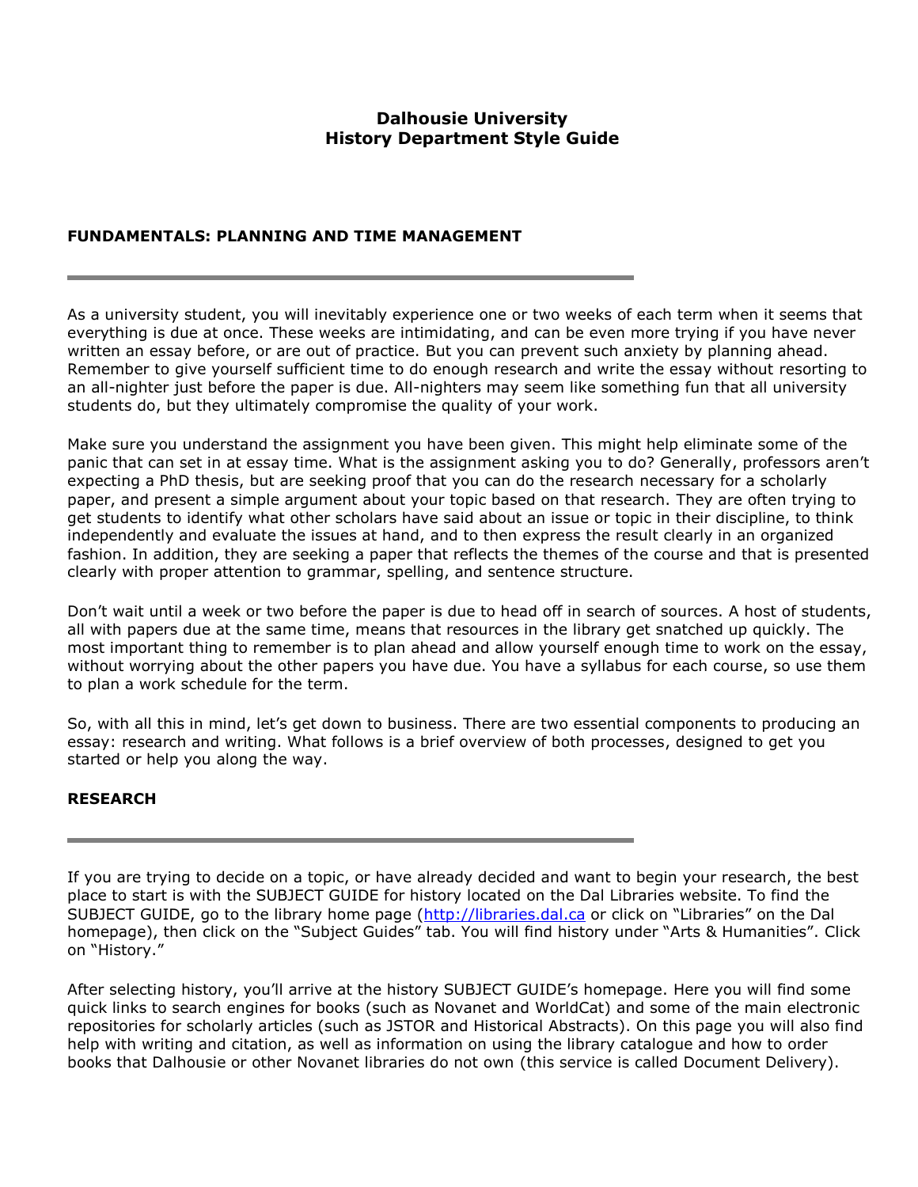# Dalhousie University
# History Department Style Guide

## FUNDAMENTALS: PLANNING AND TIME MANAGEMENT

As a university student, you will inevitably experience one or two weeks of each term when it seems that everything is due at once. These weeks are intimidating, and can be even more trying if you have never written an essay before, or are out of practice. But you can prevent such anxiety by planning ahead. Remember to give yourself sufficient time to do enough research and write the essay without resorting to an all-nighter just before the paper is due. All-nighters may seem like something fun that all university students do, but they ultimately compromise the quality of your work.

Make sure you understand the assignment you have been given. This might help eliminate some of the panic that can set in at essay time. What is the assignment asking you to do? Generally, professors aren't expecting a PhD thesis, but are seeking proof that you can do the research necessary for a scholarly paper, and present a simple argument about your topic based on that research. They are often trying to get students to identify what other scholars have said about an issue or topic in their discipline, to think independently and evaluate the issues at hand, and to then express the result clearly in an organized fashion. In addition, they are seeking a paper that reflects the themes of the course and that is presented clearly with proper attention to grammar, spelling, and sentence structure.

Don't wait until a week or two before the paper is due to head off in search of sources. A host of students, all with papers due at the same time, means that resources in the library get snatched up quickly. The most important thing to remember is to plan ahead and allow yourself enough time to work on the essay, without worrying about the other papers you have due. You have a syllabus for each course, so use them to plan a work schedule for the term.

So, with all this in mind, let's get down to business. There are two essential components to producing an essay: research and writing. What follows is a brief overview of both processes, designed to get you started or help you along the way.

## RESEARCH

If you are trying to decide on a topic, or have already decided and want to begin your research, the best place to start is with the SUBJECT GUIDE for history located on the Dal Libraries website. To find the SUBJECT GUIDE, go to the library home page (http://libraries.dal.ca or click on "Libraries" on the Dal homepage), then click on the "Subject Guides" tab. You will find history under "Arts & Humanities". Click on "History."

After selecting history, you'll arrive at the history SUBJECT GUIDE's homepage. Here you will find some quick links to search engines for books (such as Novanet and WorldCat) and some of the main electronic repositories for scholarly articles (such as JSTOR and Historical Abstracts). On this page you will also find help with writing and citation, as well as information on using the library catalogue and how to order books that Dalhousie or other Novanet libraries do not own (this service is called Document Delivery).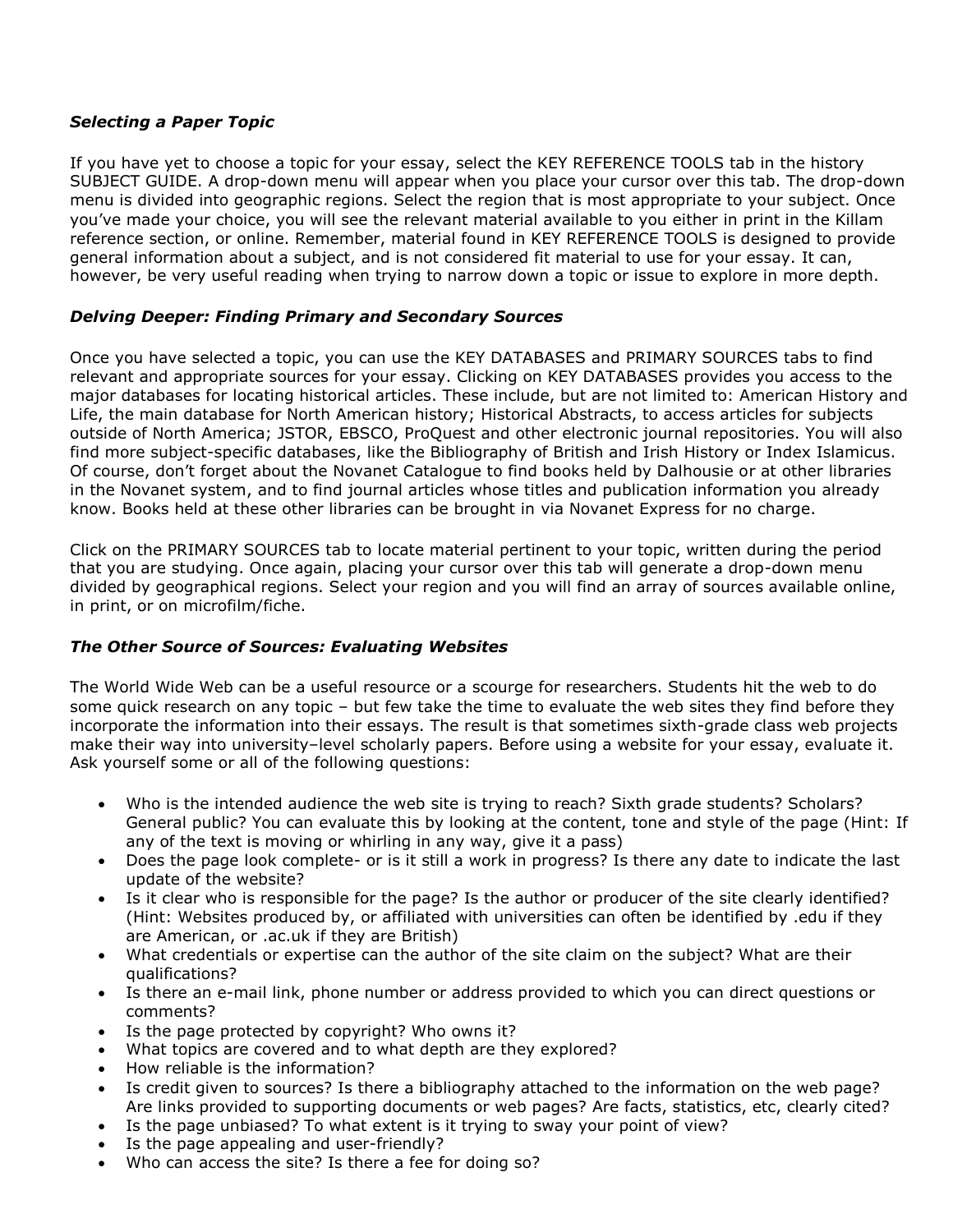### *Selecting a Paper Topic*

If you have yet to choose a topic for your essay, select the KEY REFERENCE TOOLS tab in the history SUBJECT GUIDE. A drop-down menu will appear when you place your cursor over this tab. The drop-down menu is divided into geographic regions. Select the region that is most appropriate to your subject. Once you've made your choice, you will see the relevant material available to you either in print in the Killam reference section, or online. Remember, material found in KEY REFERENCE TOOLS is designed to provide general information about a subject, and is not considered fit material to use for your essay. It can, however, be very useful reading when trying to narrow down a topic or issue to explore in more depth.

### *Delving Deeper: Finding Primary and Secondary Sources*

Once you have selected a topic, you can use the KEY DATABASES and PRIMARY SOURCES tabs to find relevant and appropriate sources for your essay. Clicking on KEY DATABASES provides you access to the major databases for locating historical articles. These include, but are not limited to: American History and Life, the main database for North American history; Historical Abstracts, to access articles for subjects outside of North America; JSTOR, EBSCO, ProQuest and other electronic journal repositories. You will also find more subject-specific databases, like the Bibliography of British and Irish History or Index Islamicus. Of course, don't forget about the Novanet Catalogue to find books held by Dalhousie or at other libraries in the Novanet system, and to find journal articles whose titles and publication information you already know. Books held at these other libraries can be brought in via Novanet Express for no charge.

Click on the PRIMARY SOURCES tab to locate material pertinent to your topic, written during the period that you are studying. Once again, placing your cursor over this tab will generate a drop-down menu divided by geographical regions. Select your region and you will find an array of sources available online, in print, or on microfilm/fiche.

### *The Other Source of Sources: Evaluating Websites*

The World Wide Web can be a useful resource or a scourge for researchers. Students hit the web to do some quick research on any topic – but few take the time to evaluate the web sites they find before they incorporate the information into their essays. The result is that sometimes sixth-grade class web projects make their way into university–level scholarly papers. Before using a website for your essay, evaluate it. Ask yourself some or all of the following questions:

- Who is the intended audience the web site is trying to reach? Sixth grade students? Scholars? General public? You can evaluate this by looking at the content, tone and style of the page (Hint: If any of the text is moving or whirling in any way, give it a pass)
- Does the page look complete- or is it still a work in progress? Is there any date to indicate the last update of the website?
- Is it clear who is responsible for the page? Is the author or producer of the site clearly identified? (Hint: Websites produced by, or affiliated with universities can often be identified by .edu if they are American, or .ac.uk if they are British)
- What credentials or expertise can the author of the site claim on the subject? What are their qualifications?
- Is there an e-mail link, phone number or address provided to which you can direct questions or comments?
- Is the page protected by copyright? Who owns it?
- What topics are covered and to what depth are they explored?
- How reliable is the information?
- Is credit given to sources? Is there a bibliography attached to the information on the web page? Are links provided to supporting documents or web pages? Are facts, statistics, etc, clearly cited?
- Is the page unbiased? To what extent is it trying to sway your point of view?
- Is the page appealing and user-friendly?
- Who can access the site? Is there a fee for doing so?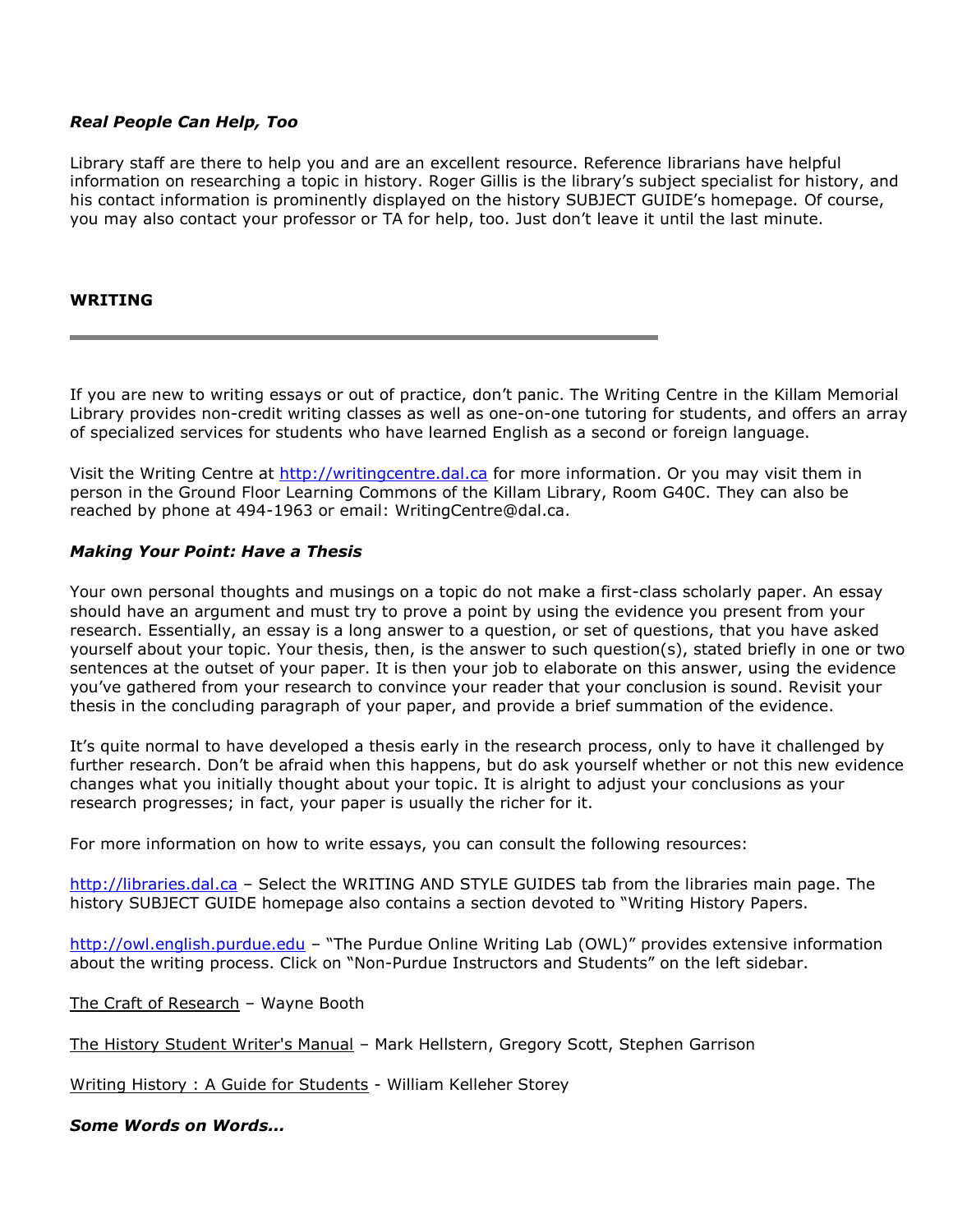### ***Real People Can Help, Too***

Library staff are there to help you and are an excellent resource. Reference librarians have helpful information on researching a topic in history. Roger Gillis is the library's subject specialist for history, and his contact information is prominently displayed on the history SUBJECT GUIDE's homepage. Of course, you may also contact your professor or TA for help, too. Just don't leave it until the last minute.

## **WRITING**

---

If you are new to writing essays or out of practice, don't panic. The Writing Centre in the Killam Memorial Library provides non-credit writing classes as well as one-on-one tutoring for students, and offers an array of specialized services for students who have learned English as a second or foreign language.

Visit the Writing Centre at [http://writingcentre.dal.ca](http://writingcentre.dal.ca) for more information. Or you may visit them in person in the Ground Floor Learning Commons of the Killam Library, Room G40C. They can also be reached by phone at 494-1963 or email: WritingCentre@dal.ca.

### ***Making Your Point: Have a Thesis***

Your own personal thoughts and musings on a topic do not make a first-class scholarly paper. An essay should have an argument and must try to prove a point by using the evidence you present from your research. Essentially, an essay is a long answer to a question, or set of questions, that you have asked yourself about your topic. Your thesis, then, is the answer to such question(s), stated briefly in one or two sentences at the outset of your paper. It is then your job to elaborate on this answer, using the evidence you've gathered from your research to convince your reader that your conclusion is sound. Revisit your thesis in the concluding paragraph of your paper, and provide a brief summation of the evidence.

It's quite normal to have developed a thesis early in the research process, only to have it challenged by further research. Don't be afraid when this happens, but do ask yourself whether or not this new evidence changes what you initially thought about your topic. It is alright to adjust your conclusions as your research progresses; in fact, your paper is usually the richer for it.

For more information on how to write essays, you can consult the following resources:

[http://libraries.dal.ca](http://libraries.dal.ca) – Select the WRITING AND STYLE GUIDES tab from the libraries main page. The history SUBJECT GUIDE homepage also contains a section devoted to "Writing History Papers.

[http://owl.english.purdue.edu](http://owl.english.purdue.edu) – "The Purdue Online Writing Lab (OWL)" provides extensive information about the writing process. Click on "Non-Purdue Instructors and Students" on the left sidebar.

The Craft of Research – Wayne Booth

The History Student Writer's Manual – Mark Hellstern, Gregory Scott, Stephen Garrison

Writing History : A Guide for Students - William Kelleher Storey

### ***Some Words on Words…***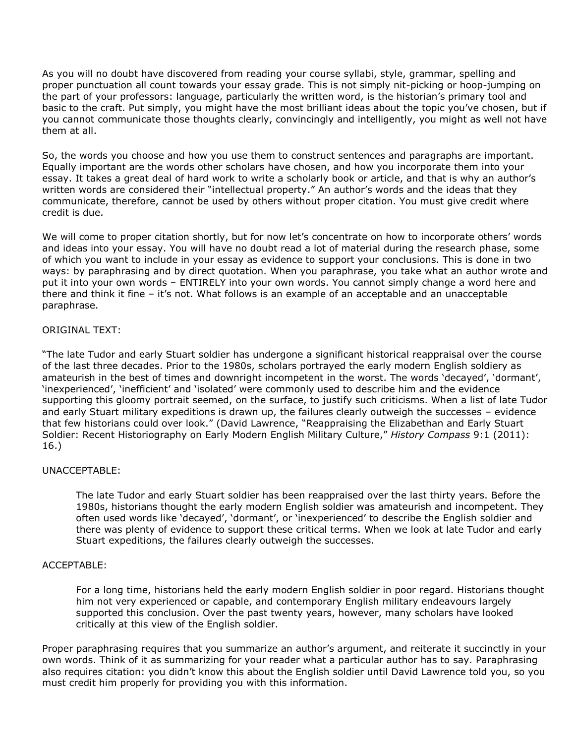As you will no doubt have discovered from reading your course syllabi, style, grammar, spelling and proper punctuation all count towards your essay grade. This is not simply nit-picking or hoop-jumping on the part of your professors: language, particularly the written word, is the historian's primary tool and basic to the craft. Put simply, you might have the most brilliant ideas about the topic you've chosen, but if you cannot communicate those thoughts clearly, convincingly and intelligently, you might as well not have them at all.

So, the words you choose and how you use them to construct sentences and paragraphs are important. Equally important are the words other scholars have chosen, and how you incorporate them into your essay. It takes a great deal of hard work to write a scholarly book or article, and that is why an author's written words are considered their "intellectual property." An author's words and the ideas that they communicate, therefore, cannot be used by others without proper citation. You must give credit where credit is due.

We will come to proper citation shortly, but for now let's concentrate on how to incorporate others' words and ideas into your essay. You will have no doubt read a lot of material during the research phase, some of which you want to include in your essay as evidence to support your conclusions. This is done in two ways: by paraphrasing and by direct quotation. When you paraphrase, you take what an author wrote and put it into your own words – ENTIRELY into your own words. You cannot simply change a word here and there and think it fine – it's not. What follows is an example of an acceptable and an unacceptable paraphrase.

ORIGINAL TEXT:

"The late Tudor and early Stuart soldier has undergone a significant historical reappraisal over the course of the last three decades. Prior to the 1980s, scholars portrayed the early modern English soldiery as amateurish in the best of times and downright incompetent in the worst. The words 'decayed', 'dormant', 'inexperienced', 'inefficient' and 'isolated' were commonly used to describe him and the evidence supporting this gloomy portrait seemed, on the surface, to justify such criticisms. When a list of late Tudor and early Stuart military expeditions is drawn up, the failures clearly outweigh the successes – evidence that few historians could over look." (David Lawrence, "Reappraising the Elizabethan and Early Stuart Soldier: Recent Historiography on Early Modern English Military Culture," *History Compass* 9:1 (2011): 16.)

UNACCEPTABLE:

> The late Tudor and early Stuart soldier has been reappraised over the last thirty years. Before the 1980s, historians thought the early modern English soldier was amateurish and incompetent. They often used words like 'decayed', 'dormant', or 'inexperienced' to describe the English soldier and there was plenty of evidence to support these critical terms. When we look at late Tudor and early Stuart expeditions, the failures clearly outweigh the successes.

ACCEPTABLE:

> For a long time, historians held the early modern English soldier in poor regard. Historians thought him not very experienced or capable, and contemporary English military endeavours largely supported this conclusion. Over the past twenty years, however, many scholars have looked critically at this view of the English soldier.

Proper paraphrasing requires that you summarize an author's argument, and reiterate it succinctly in your own words. Think of it as summarizing for your reader what a particular author has to say. Paraphrasing also requires citation: you didn't know this about the English soldier until David Lawrence told you, so you must credit him properly for providing you with this information.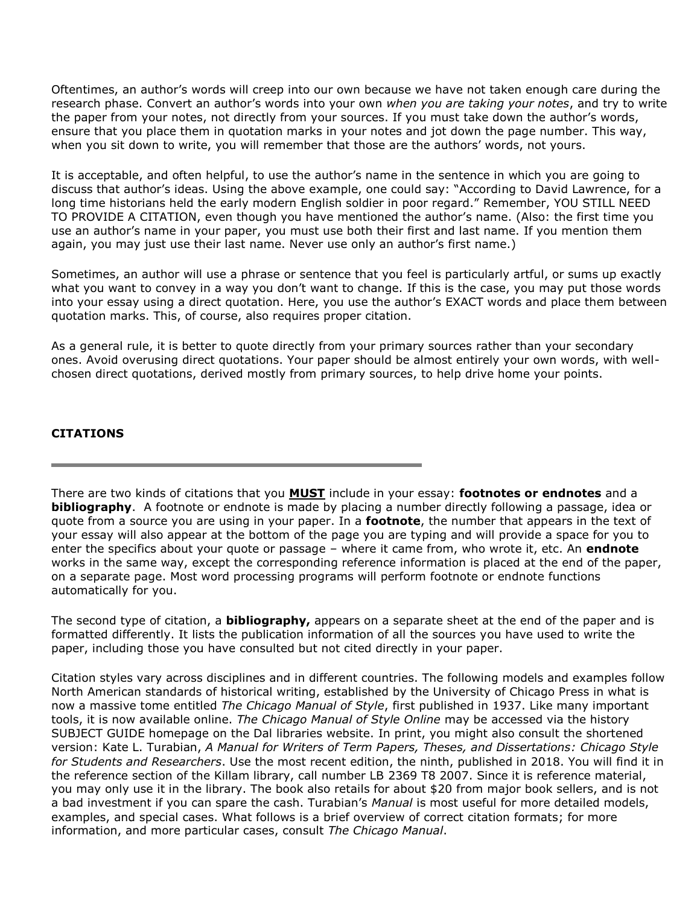Oftentimes, an author's words will creep into our own because we have not taken enough care during the research phase. Convert an author's words into your own *when you are taking your notes*, and try to write the paper from your notes, not directly from your sources. If you must take down the author's words, ensure that you place them in quotation marks in your notes and jot down the page number. This way, when you sit down to write, you will remember that those are the authors' words, not yours.

It is acceptable, and often helpful, to use the author's name in the sentence in which you are going to discuss that author's ideas. Using the above example, one could say: "According to David Lawrence, for a long time historians held the early modern English soldier in poor regard." Remember, YOU STILL NEED TO PROVIDE A CITATION, even though you have mentioned the author's name. (Also: the first time you use an author's name in your paper, you must use both their first and last name. If you mention them again, you may just use their last name. Never use only an author's first name.)

Sometimes, an author will use a phrase or sentence that you feel is particularly artful, or sums up exactly what you want to convey in a way you don't want to change. If this is the case, you may put those words into your essay using a direct quotation. Here, you use the author's EXACT words and place them between quotation marks. This, of course, also requires proper citation.

As a general rule, it is better to quote directly from your primary sources rather than your secondary ones. Avoid overusing direct quotations. Your paper should be almost entirely your own words, with well-chosen direct quotations, derived mostly from primary sources, to help drive home your points.

## CITATIONS

---

There are two kinds of citations that you **<u>MUST</u>** include in your essay: **footnotes or endnotes** and a **bibliography**. A footnote or endnote is made by placing a number directly following a passage, idea or quote from a source you are using in your paper. In a **footnote**, the number that appears in the text of your essay will also appear at the bottom of the page you are typing and will provide a space for you to enter the specifics about your quote or passage – where it came from, who wrote it, etc. An **endnote** works in the same way, except the corresponding reference information is placed at the end of the paper, on a separate page. Most word processing programs will perform footnote or endnote functions automatically for you.

The second type of citation, a **bibliography,** appears on a separate sheet at the end of the paper and is formatted differently. It lists the publication information of all the sources you have used to write the paper, including those you have consulted but not cited directly in your paper.

Citation styles vary across disciplines and in different countries. The following models and examples follow North American standards of historical writing, established by the University of Chicago Press in what is now a massive tome entitled *The Chicago Manual of Style*, first published in 1937. Like many important tools, it is now available online. *The Chicago Manual of Style Online* may be accessed via the history SUBJECT GUIDE homepage on the Dal libraries website. In print, you might also consult the shortened version: Kate L. Turabian, *A Manual for Writers of Term Papers, Theses, and Dissertations: Chicago Style for Students and Researchers*. Use the most recent edition, the ninth, published in 2018. You will find it in the reference section of the Killam library, call number LB 2369 T8 2007. Since it is reference material, you may only use it in the library. The book also retails for about $20 from major book sellers, and is not a bad investment if you can spare the cash. Turabian's *Manual* is most useful for more detailed models, examples, and special cases. What follows is a brief overview of correct citation formats; for more information, and more particular cases, consult *The Chicago Manual*.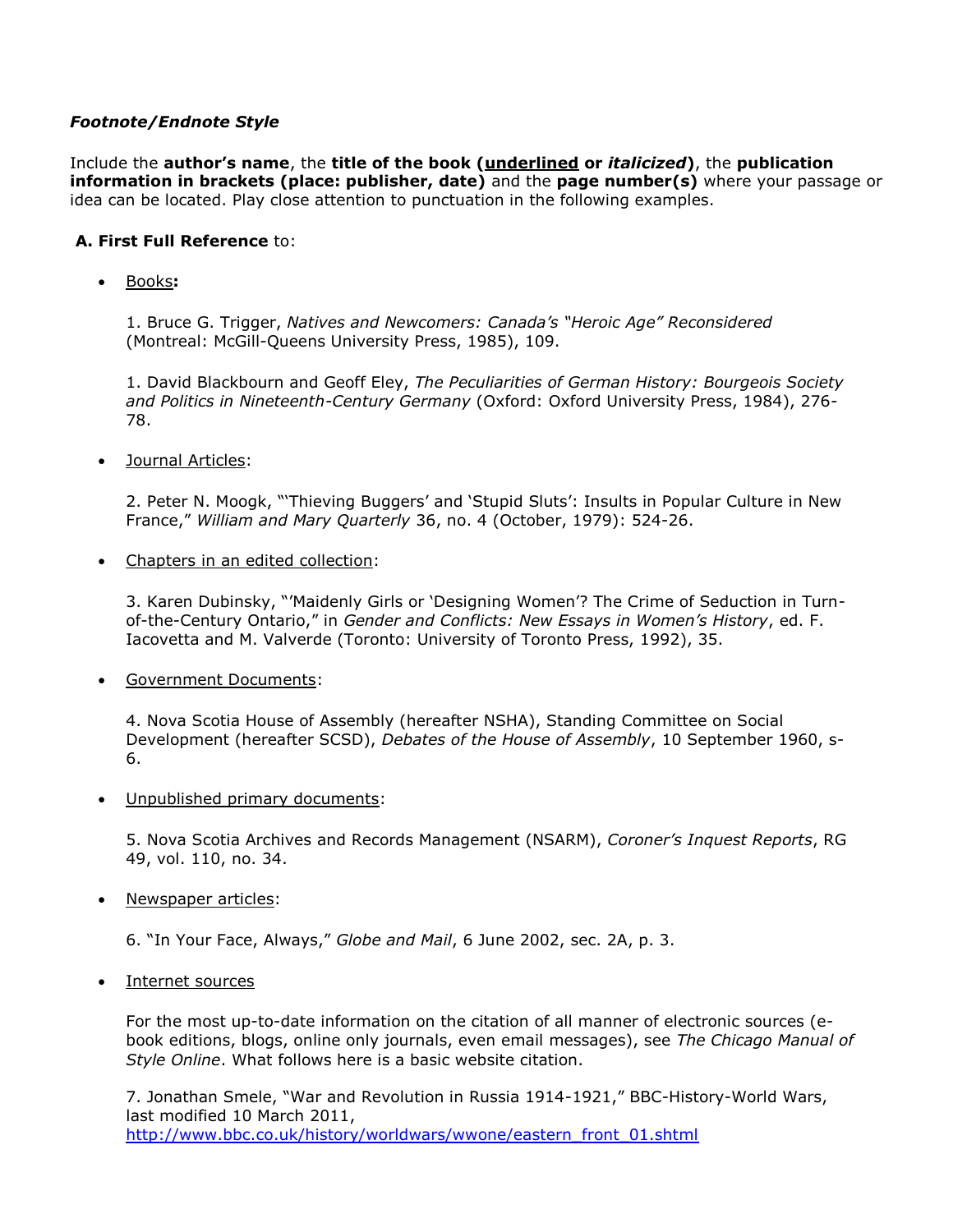***Footnote/Endnote Style***

Include the **author's name**, the **title of the book (<u>underlined</u> or *italicized*)**, the **publication information in brackets (place: publisher, date)** and the **page number(s)** where your passage or idea can be located. Play close attention to punctuation in the following examples.

**A. First Full Reference** to:

- <u>Books</u>**:**

  1. Bruce G. Trigger, *Natives and Newcomers: Canada's "Heroic Age" Reconsidered* (Montreal: McGill-Queens University Press, 1985), 109.

  1. David Blackbourn and Geoff Eley, *The Peculiarities of German History: Bourgeois Society and Politics in Nineteenth-Century Germany* (Oxford: Oxford University Press, 1984), 276-78.

- <u>Journal Articles</u>:

  2. Peter N. Moogk, "'Thieving Buggers' and 'Stupid Sluts': Insults in Popular Culture in New France," *William and Mary Quarterly* 36, no. 4 (October, 1979): 524-26.

- <u>Chapters in an edited collection</u>:

  3. Karen Dubinsky, "'Maidenly Girls or 'Designing Women'? The Crime of Seduction in Turn-of-the-Century Ontario," in *Gender and Conflicts: New Essays in Women's History*, ed. F. Iacovetta and M. Valverde (Toronto: University of Toronto Press, 1992), 35.

- <u>Government Documents</u>:

  4. Nova Scotia House of Assembly (hereafter NSHA), Standing Committee on Social Development (hereafter SCSD), *Debates of the House of Assembly*, 10 September 1960, s-6.

- <u>Unpublished primary documents</u>:

  5. Nova Scotia Archives and Records Management (NSARM), *Coroner's Inquest Reports*, RG 49, vol. 110, no. 34.

- <u>Newspaper articles</u>:

  6. "In Your Face, Always," *Globe and Mail*, 6 June 2002, sec. 2A, p. 3.

- <u>Internet sources</u>

  For the most up-to-date information on the citation of all manner of electronic sources (e-book editions, blogs, online only journals, even email messages), see *The Chicago Manual of Style Online*. What follows here is a basic website citation.

  7. Jonathan Smele, "War and Revolution in Russia 1914-1921," BBC-History-World Wars, last modified 10 March 2011, http://www.bbc.co.uk/history/worldwars/wwone/eastern_front_01.shtml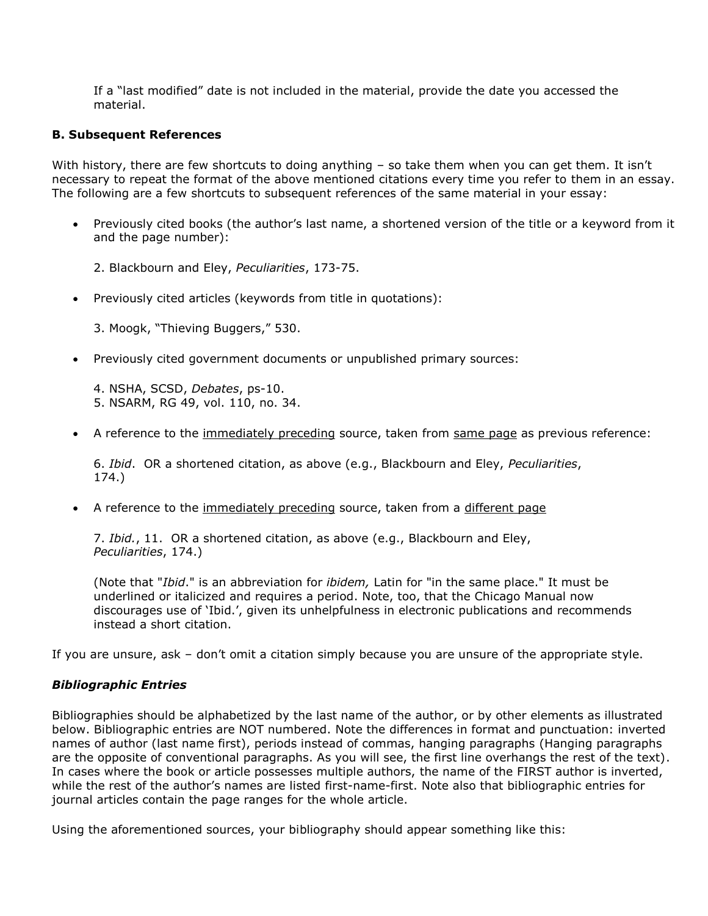If a "last modified" date is not included in the material, provide the date you accessed the material.

**B. Subsequent References**

With history, there are few shortcuts to doing anything – so take them when you can get them. It isn't necessary to repeat the format of the above mentioned citations every time you refer to them in an essay. The following are a few shortcuts to subsequent references of the same material in your essay:

- Previously cited books (the author's last name, a shortened version of the title or a keyword from it and the page number):

  2. Blackbourn and Eley, *Peculiarities*, 173-75.

- Previously cited articles (keywords from title in quotations):

  3. Moogk, "Thieving Buggers," 530.

- Previously cited government documents or unpublished primary sources:

  4. NSHA, SCSD, *Debates*, ps-10.
  5. NSARM, RG 49, vol. 110, no. 34.

- A reference to the <u>immediately preceding</u> source, taken from <u>same page</u> as previous reference:

  6. *Ibid*. OR a shortened citation, as above (e.g., Blackbourn and Eley, *Peculiarities*, 174.)

- A reference to the <u>immediately preceding</u> source, taken from a <u>different page</u>

  7. *Ibid.*, 11. OR a shortened citation, as above (e.g., Blackbourn and Eley, *Peculiarities*, 174.)

  (Note that "*Ibid*." is an abbreviation for *ibidem,* Latin for "in the same place." It must be underlined or italicized and requires a period. Note, too, that the Chicago Manual now discourages use of 'Ibid.', given its unhelpfulness in electronic publications and recommends instead a short citation.

If you are unsure, ask – don't omit a citation simply because you are unsure of the appropriate style.

***Bibliographic Entries***

Bibliographies should be alphabetized by the last name of the author, or by other elements as illustrated below. Bibliographic entries are NOT numbered. Note the differences in format and punctuation: inverted names of author (last name first), periods instead of commas, hanging paragraphs (Hanging paragraphs are the opposite of conventional paragraphs. As you will see, the first line overhangs the rest of the text). In cases where the book or article possesses multiple authors, the name of the FIRST author is inverted, while the rest of the author's names are listed first-name-first. Note also that bibliographic entries for journal articles contain the page ranges for the whole article.

Using the aforementioned sources, your bibliography should appear something like this: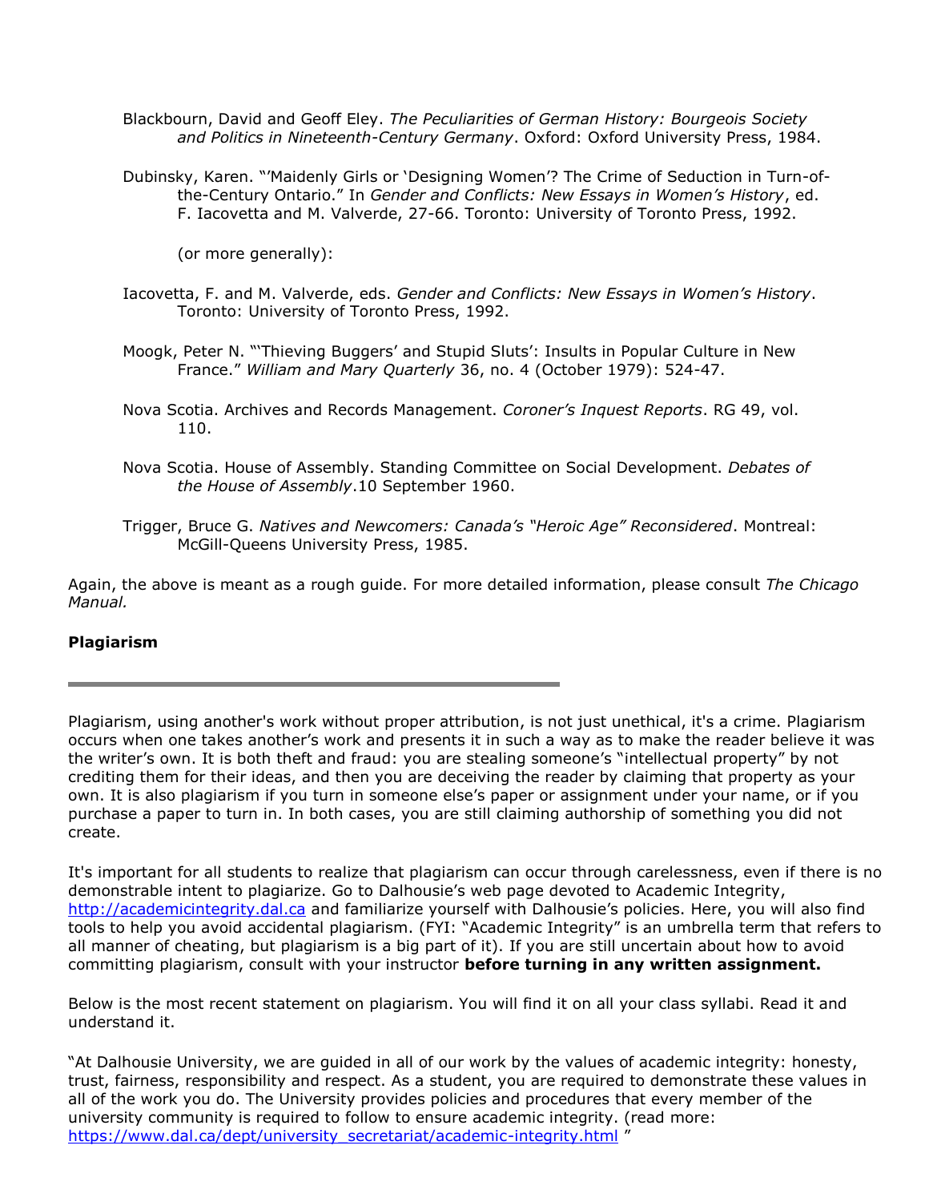Blackbourn, David and Geoff Eley. *The Peculiarities of German History: Bourgeois Society and Politics in Nineteenth-Century Germany*. Oxford: Oxford University Press, 1984.

Dubinsky, Karen. "'Maidenly Girls or 'Designing Women'? The Crime of Seduction in Turn-of-the-Century Ontario." In *Gender and Conflicts: New Essays in Women's History*, ed. F. Iacovetta and M. Valverde, 27-66. Toronto: University of Toronto Press, 1992.

(or more generally):

Iacovetta, F. and M. Valverde, eds. *Gender and Conflicts: New Essays in Women's History*. Toronto: University of Toronto Press, 1992.

Moogk, Peter N. "'Thieving Buggers' and Stupid Sluts': Insults in Popular Culture in New France." *William and Mary Quarterly* 36, no. 4 (October 1979): 524-47.

Nova Scotia. Archives and Records Management. *Coroner's Inquest Reports*. RG 49, vol. 110.

Nova Scotia. House of Assembly. Standing Committee on Social Development. *Debates of the House of Assembly*.10 September 1960.

Trigger, Bruce G. *Natives and Newcomers: Canada's "Heroic Age" Reconsidered*. Montreal: McGill-Queens University Press, 1985.

Again, the above is meant as a rough guide. For more detailed information, please consult *The Chicago Manual.*

**Plagiarism**

---

Plagiarism, using another's work without proper attribution, is not just unethical, it's a crime. Plagiarism occurs when one takes another's work and presents it in such a way as to make the reader believe it was the writer's own. It is both theft and fraud: you are stealing someone's "intellectual property" by not crediting them for their ideas, and then you are deceiving the reader by claiming that property as your own. It is also plagiarism if you turn in someone else's paper or assignment under your name, or if you purchase a paper to turn in. In both cases, you are still claiming authorship of something you did not create.

It's important for all students to realize that plagiarism can occur through carelessness, even if there is no demonstrable intent to plagiarize. Go to Dalhousie's web page devoted to Academic Integrity, http://academicintegrity.dal.ca and familiarize yourself with Dalhousie's policies. Here, you will also find tools to help you avoid accidental plagiarism. (FYI: "Academic Integrity" is an umbrella term that refers to all manner of cheating, but plagiarism is a big part of it). If you are still uncertain about how to avoid committing plagiarism, consult with your instructor **before turning in any written assignment.**

Below is the most recent statement on plagiarism. You will find it on all your class syllabi. Read it and understand it.

"At Dalhousie University, we are guided in all of our work by the values of academic integrity: honesty, trust, fairness, responsibility and respect. As a student, you are required to demonstrate these values in all of the work you do. The University provides policies and procedures that every member of the university community is required to follow to ensure academic integrity. (read more: https://www.dal.ca/dept/university_secretariat/academic-integrity.html "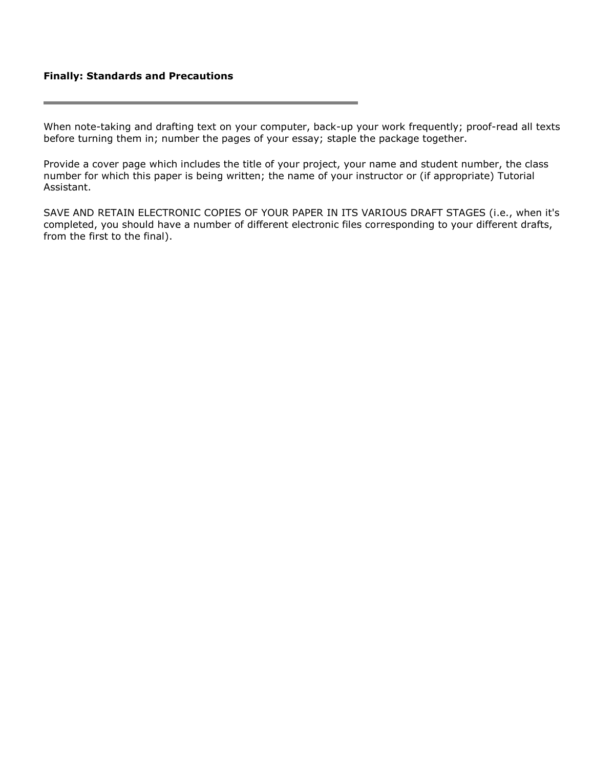**Finally: Standards and Precautions**

---

When note-taking and drafting text on your computer, back-up your work frequently; proof-read all texts before turning them in; number the pages of your essay; staple the package together.

Provide a cover page which includes the title of your project, your name and student number, the class number for which this paper is being written; the name of your instructor or (if appropriate) Tutorial Assistant.

SAVE AND RETAIN ELECTRONIC COPIES OF YOUR PAPER IN ITS VARIOUS DRAFT STAGES (i.e., when it's completed, you should have a number of different electronic files corresponding to your different drafts, from the first to the final).